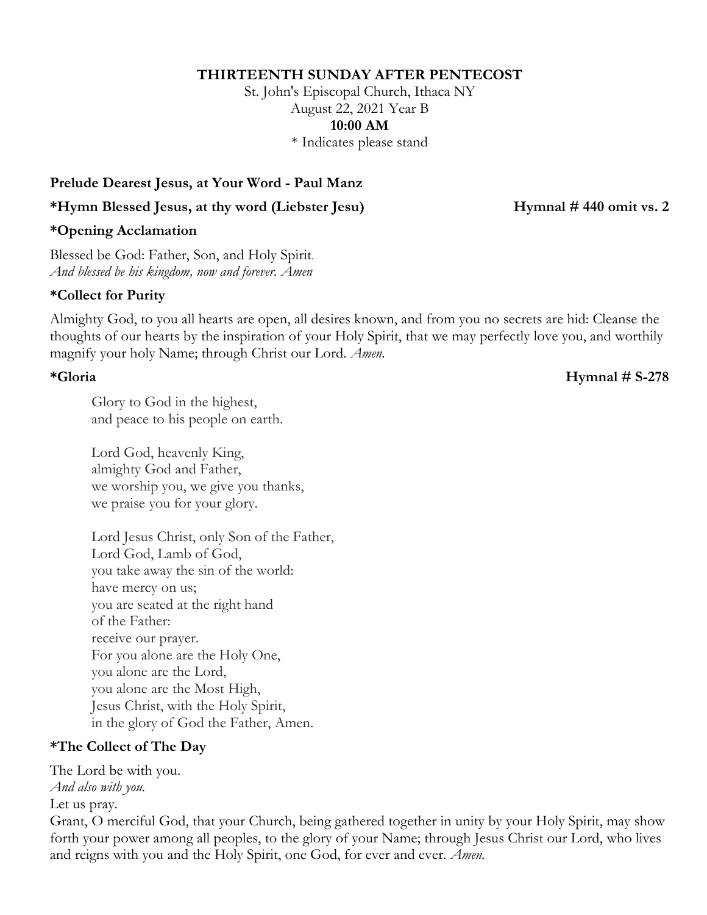**THIRTEENTH SUNDAY AFTER PENTECOST**

St. John's Episcopal Church, Ithaca NY
August 22, 2021 Year B
**10:00 AM**
* Indicates please stand

**Prelude Dearest Jesus, at Your Word - Paul Manz**

**\*Hymn Blessed Jesus, at thy word (Liebster Jesu) Hymnal # 440 omit vs. 2**

**\*Opening Acclamation**

Blessed be God: Father, Son, and Holy Spirit.
*And blessed be his kingdom, now and forever. Amen*

**\*Collect for Purity**

Almighty God, to you all hearts are open, all desires known, and from you no secrets are hid: Cleanse the thoughts of our hearts by the inspiration of your Holy Spirit, that we may perfectly love you, and worthily magnify your holy Name; through Christ our Lord. *Amen.*

**\*Gloria Hymnal # S-278**

Glory to God in the highest,
and peace to his people on earth.

Lord God, heavenly King,
almighty God and Father,
we worship you, we give you thanks,
we praise you for your glory.

Lord Jesus Christ, only Son of the Father,
Lord God, Lamb of God,
you take away the sin of the world:
have mercy on us;
you are seated at the right hand
of the Father:
receive our prayer.
For you alone are the Holy One,
you alone are the Lord,
you alone are the Most High,
Jesus Christ, with the Holy Spirit,
in the glory of God the Father, Amen.

**\*The Collect of The Day**

The Lord be with you.
*And also with you.*
Let us pray.
Grant, O merciful God, that your Church, being gathered together in unity by your Holy Spirit, may show forth your power among all peoples, to the glory of your Name; through Jesus Christ our Lord, who lives and reigns with you and the Holy Spirit, one God, for ever and ever. *Amen.*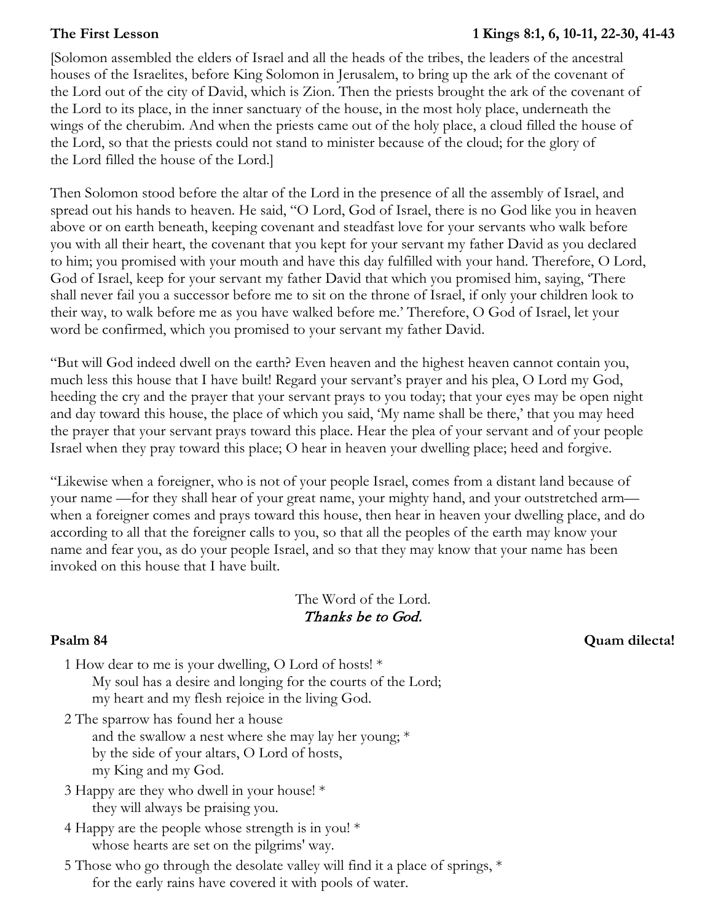**The First Lesson** **1 Kings 8:1, 6, 10-11, 22-30, 41-43**

[Solomon assembled the elders of Israel and all the heads of the tribes, the leaders of the ancestral houses of the Israelites, before King Solomon in Jerusalem, to bring up the ark of the covenant of the Lord out of the city of David, which is Zion. Then the priests brought the ark of the covenant of the Lord to its place, in the inner sanctuary of the house, in the most holy place, underneath the wings of the cherubim. And when the priests came out of the holy place, a cloud filled the house of the Lord, so that the priests could not stand to minister because of the cloud; for the glory of the Lord filled the house of the Lord.]

Then Solomon stood before the altar of the Lord in the presence of all the assembly of Israel, and spread out his hands to heaven. He said, "O Lord, God of Israel, there is no God like you in heaven above or on earth beneath, keeping covenant and steadfast love for your servants who walk before you with all their heart, the covenant that you kept for your servant my father David as you declared to him; you promised with your mouth and have this day fulfilled with your hand. Therefore, O Lord, God of Israel, keep for your servant my father David that which you promised him, saying, 'There shall never fail you a successor before me to sit on the throne of Israel, if only your children look to their way, to walk before me as you have walked before me.' Therefore, O God of Israel, let your word be confirmed, which you promised to your servant my father David.

"But will God indeed dwell on the earth? Even heaven and the highest heaven cannot contain you, much less this house that I have built! Regard your servant's prayer and his plea, O Lord my God, heeding the cry and the prayer that your servant prays to you today; that your eyes may be open night and day toward this house, the place of which you said, 'My name shall be there,' that you may heed the prayer that your servant prays toward this place. Hear the plea of your servant and of your people Israel when they pray toward this place; O hear in heaven your dwelling place; heed and forgive.

"Likewise when a foreigner, who is not of your people Israel, comes from a distant land because of your name —for they shall hear of your great name, your mighty hand, and your outstretched arm— when a foreigner comes and prays toward this house, then hear in heaven your dwelling place, and do according to all that the foreigner calls to you, so that all the peoples of the earth may know your name and fear you, as do your people Israel, and so that they may know that your name has been invoked on this house that I have built.

The Word of the Lord.
*Thanks be to God.*

**Psalm 84** **Quam dilecta!**

1 How dear to me is your dwelling, O Lord of hosts! *
   My soul has a desire and longing for the courts of the Lord;
   my heart and my flesh rejoice in the living God.

2 The sparrow has found her a house
   and the swallow a nest where she may lay her young; *
   by the side of your altars, O Lord of hosts,
   my King and my God.

3 Happy are they who dwell in your house! *
   they will always be praising you.

4 Happy are the people whose strength is in you! *
   whose hearts are set on the pilgrims' way.

5 Those who go through the desolate valley will find it a place of springs, *
   for the early rains have covered it with pools of water.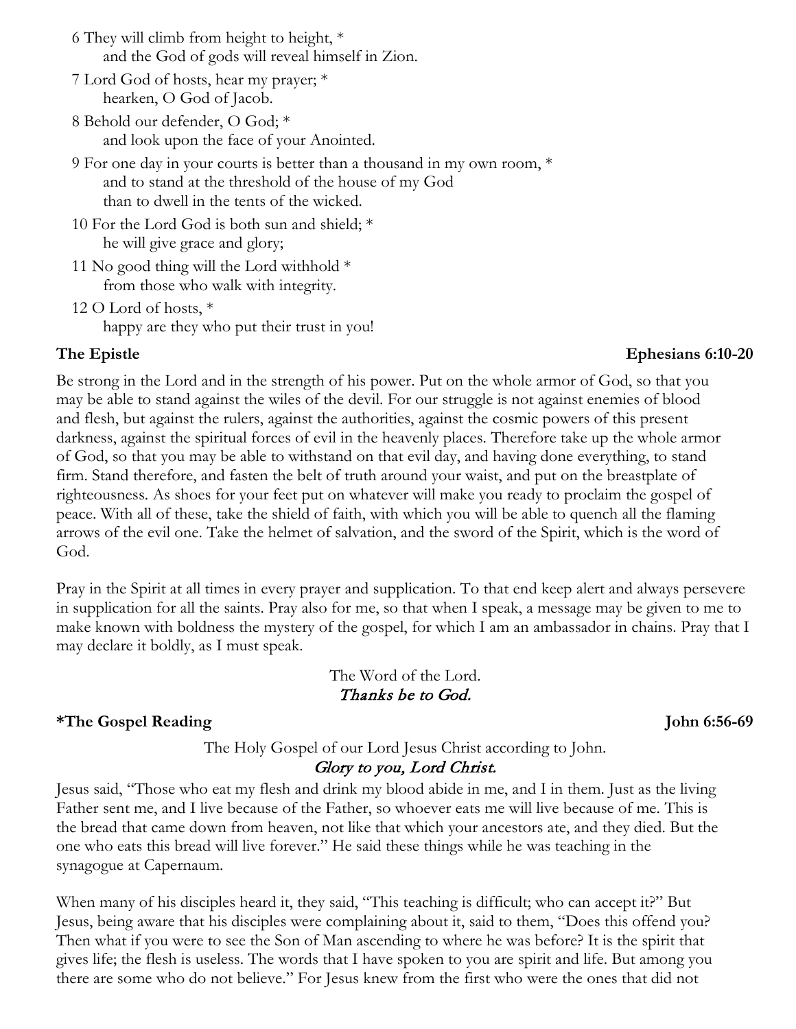6 They will climb from height to height, *
  and the God of gods will reveal himself in Zion.

7 Lord God of hosts, hear my prayer; *
  hearken, O God of Jacob.

8 Behold our defender, O God; *
  and look upon the face of your Anointed.

9 For one day in your courts is better than a thousand in my own room, *
  and to stand at the threshold of the house of my God
  than to dwell in the tents of the wicked.

10 For the Lord God is both sun and shield; *
  he will give grace and glory;

11 No good thing will the Lord withhold *
  from those who walk with integrity.

12 O Lord of hosts, *
  happy are they who put their trust in you!

**The Epistle** **Ephesians 6:10-20**

Be strong in the Lord and in the strength of his power. Put on the whole armor of God, so that you may be able to stand against the wiles of the devil. For our struggle is not against enemies of blood and flesh, but against the rulers, against the authorities, against the cosmic powers of this present darkness, against the spiritual forces of evil in the heavenly places. Therefore take up the whole armor of God, so that you may be able to withstand on that evil day, and having done everything, to stand firm. Stand therefore, and fasten the belt of truth around your waist, and put on the breastplate of righteousness. As shoes for your feet put on whatever will make you ready to proclaim the gospel of peace. With all of these, take the shield of faith, with which you will be able to quench all the flaming arrows of the evil one. Take the helmet of salvation, and the sword of the Spirit, which is the word of God.

Pray in the Spirit at all times in every prayer and supplication. To that end keep alert and always persevere in supplication for all the saints. Pray also for me, so that when I speak, a message may be given to me to make known with boldness the mystery of the gospel, for which I am an ambassador in chains. Pray that I may declare it boldly, as I must speak.

The Word of the Lord.
*Thanks be to God.*

**\*The Gospel Reading** **John 6:56-69**

The Holy Gospel of our Lord Jesus Christ according to John.
*Glory to you, Lord Christ.*

Jesus said, "Those who eat my flesh and drink my blood abide in me, and I in them. Just as the living Father sent me, and I live because of the Father, so whoever eats me will live because of me. This is the bread that came down from heaven, not like that which your ancestors ate, and they died. But the one who eats this bread will live forever." He said these things while he was teaching in the synagogue at Capernaum.

When many of his disciples heard it, they said, "This teaching is difficult; who can accept it?" But Jesus, being aware that his disciples were complaining about it, said to them, "Does this offend you? Then what if you were to see the Son of Man ascending to where he was before? It is the spirit that gives life; the flesh is useless. The words that I have spoken to you are spirit and life. But among you there are some who do not believe." For Jesus knew from the first who were the ones that did not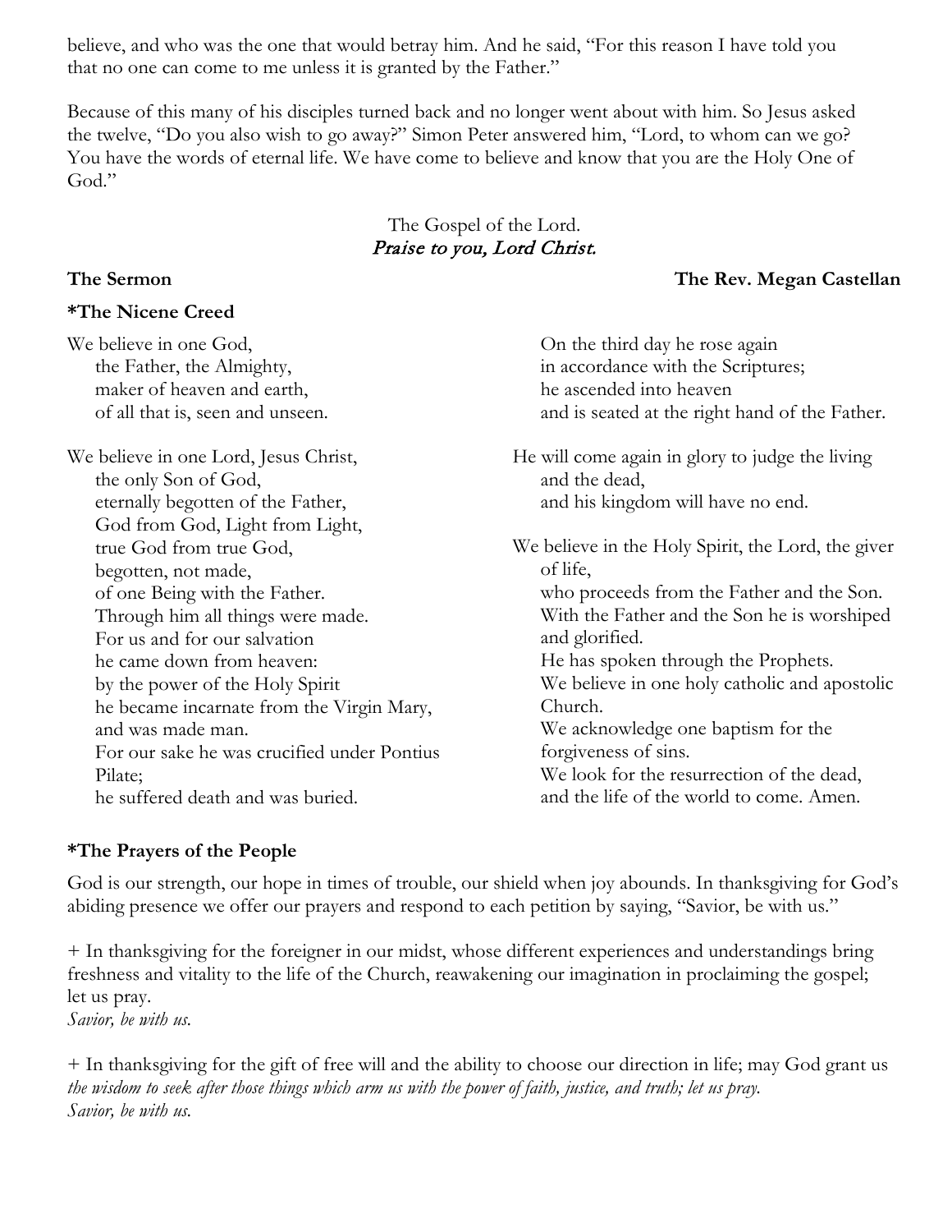believe, and who was the one that would betray him. And he said, "For this reason I have told you that no one can come to me unless it is granted by the Father."

Because of this many of his disciples turned back and no longer went about with him. So Jesus asked the twelve, "Do you also wish to go away?" Simon Peter answered him, "Lord, to whom can we go? You have the words of eternal life. We have come to believe and know that you are the Holy One of God."

The Gospel of the Lord.
*Praise to you, Lord Christ.*

**The Sermon** **The Rev. Megan Castellan**

**\*The Nicene Creed**

We believe in one God,
the Father, the Almighty,
maker of heaven and earth,
of all that is, seen and unseen.

We believe in one Lord, Jesus Christ,
the only Son of God,
eternally begotten of the Father,
God from God, Light from Light,
true God from true God,
begotten, not made,
of one Being with the Father.
Through him all things were made.
For us and for our salvation
he came down from heaven:
by the power of the Holy Spirit
he became incarnate from the Virgin Mary,
and was made man.
For our sake he was crucified under Pontius Pilate;
he suffered death and was buried.
On the third day he rose again
in accordance with the Scriptures;
he ascended into heaven
and is seated at the right hand of the Father.

He will come again in glory to judge the living and the dead,
and his kingdom will have no end.

We believe in the Holy Spirit, the Lord, the giver of life,
who proceeds from the Father and the Son.
With the Father and the Son he is worshiped and glorified.
He has spoken through the Prophets.
We believe in one holy catholic and apostolic Church.
We acknowledge one baptism for the forgiveness of sins.
We look for the resurrection of the dead,
and the life of the world to come. Amen.

**\*The Prayers of the People**

God is our strength, our hope in times of trouble, our shield when joy abounds. In thanksgiving for God's abiding presence we offer our prayers and respond to each petition by saying, "Savior, be with us."

+ In thanksgiving for the foreigner in our midst, whose different experiences and understandings bring freshness and vitality to the life of the Church, reawakening our imagination in proclaiming the gospel; let us pray.
*Savior, be with us.*

+ In thanksgiving for the gift of free will and the ability to choose our direction in life; may God grant us *the wisdom to seek after those things which arm us with the power of faith, justice, and truth; let us pray.*
*Savior, be with us.*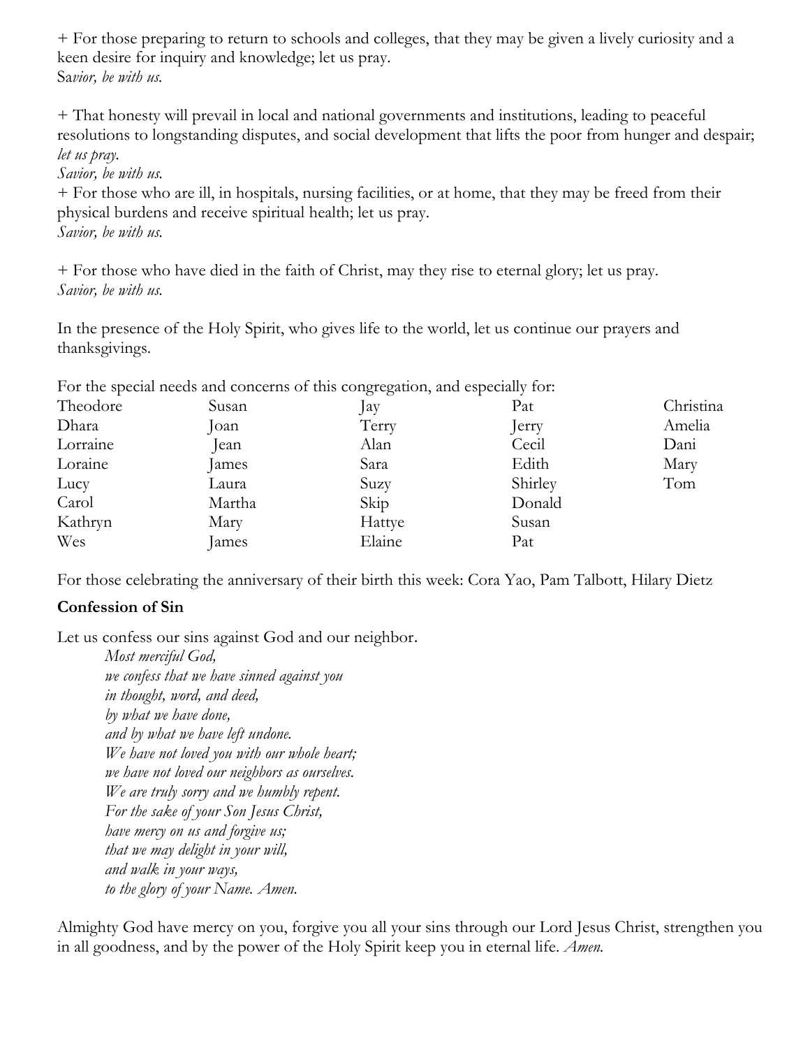+ For those preparing to return to schools and colleges, that they may be given a lively curiosity and a keen desire for inquiry and knowledge; let us pray.
Sa*vior, be with us.*

+ That honesty will prevail in local and national governments and institutions, leading to peaceful resolutions to longstanding disputes, and social development that lifts the poor from hunger and despair; *let us pray.*
*Savior, be with us.*
+ For those who are ill, in hospitals, nursing facilities, or at home, that they may be freed from their physical burdens and receive spiritual health; let us pray.
*Savior, be with us.*

+ For those who have died in the faith of Christ, may they rise to eternal glory; let us pray.
*Savior, be with us.*

In the presence of the Holy Spirit, who gives life to the world, let us continue our prayers and thanksgivings.

For the special needs and concerns of this congregation, and especially for:

| | | | | |
|---|---|---|---|---|
| Theodore | Susan | Jay | Pat | Christina |
| Dhara | Joan | Terry | Jerry | Amelia |
| Lorraine | Jean | Alan | Cecil | Dani |
| Loraine | James | Sara | Edith | Mary |
| Lucy | Laura | Suzy | Shirley | Tom |
| Carol | Martha | Skip | Donald | |
| Kathryn | Mary | Hattye | Susan | |
| Wes | James | Elaine | Pat | |

For those celebrating the anniversary of their birth this week: Cora Yao, Pam Talbott, Hilary Dietz

**Confession of Sin**

Let us confess our sins against God and our neighbor.

*Most merciful God,*
*we confess that we have sinned against you*
*in thought, word, and deed,*
*by what we have done,*
*and by what we have left undone.*
*We have not loved you with our whole heart;*
*we have not loved our neighbors as ourselves.*
*We are truly sorry and we humbly repent.*
*For the sake of your Son Jesus Christ,*
*have mercy on us and forgive us;*
*that we may delight in your will,*
*and walk in your ways,*
*to the glory of your Name. Amen.*

Almighty God have mercy on you, forgive you all your sins through our Lord Jesus Christ, strengthen you in all goodness, and by the power of the Holy Spirit keep you in eternal life. *Amen.*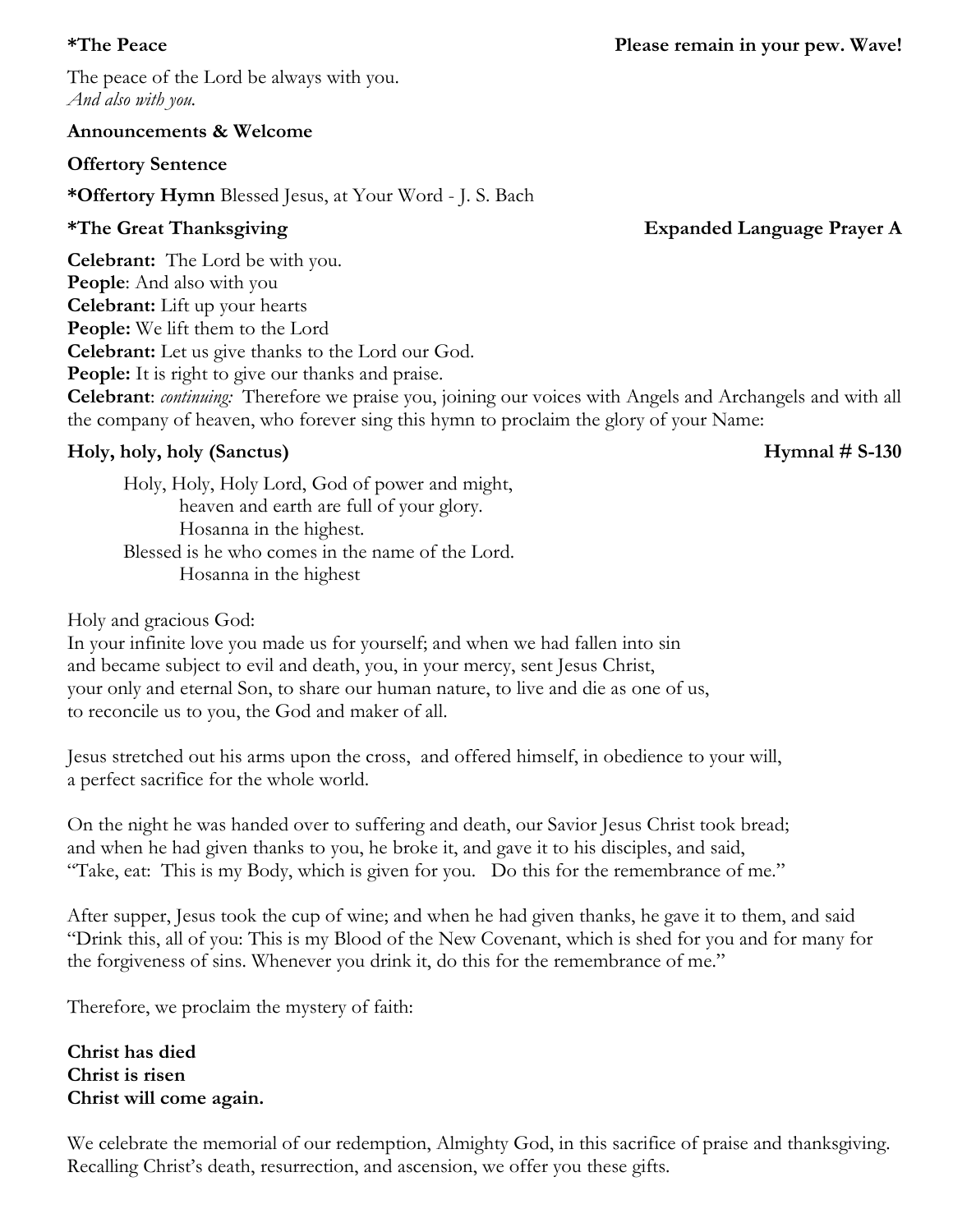**\*The Peace** **Please remain in your pew. Wave!**

The peace of the Lord be always with you.
*And also with you.*

**Announcements & Welcome**

**Offertory Sentence**

**\*Offertory Hymn** Blessed Jesus, at Your Word - J. S. Bach

**\*The Great Thanksgiving** **Expanded Language Prayer A**

**Celebrant:** The Lord be with you.
**People**: And also with you
**Celebrant:** Lift up your hearts
**People:** We lift them to the Lord
**Celebrant:** Let us give thanks to the Lord our God.
**People:** It is right to give our thanks and praise.
**Celebrant**: *continuing:* Therefore we praise you, joining our voices with Angels and Archangels and with all the company of heaven, who forever sing this hymn to proclaim the glory of your Name:

**Holy, holy, holy (Sanctus)** **Hymnal # S-130**

Holy, Holy, Holy Lord, God of power and might,
heaven and earth are full of your glory.
Hosanna in the highest.
Blessed is he who comes in the name of the Lord.
Hosanna in the highest

Holy and gracious God:
In your infinite love you made us for yourself; and when we had fallen into sin
and became subject to evil and death, you, in your mercy, sent Jesus Christ,
your only and eternal Son, to share our human nature, to live and die as one of us,
to reconcile us to you, the God and maker of all.

Jesus stretched out his arms upon the cross, and offered himself, in obedience to your will,
a perfect sacrifice for the whole world.

On the night he was handed over to suffering and death, our Savior Jesus Christ took bread;
and when he had given thanks to you, he broke it, and gave it to his disciples, and said,
"Take, eat: This is my Body, which is given for you. Do this for the remembrance of me."

After supper, Jesus took the cup of wine; and when he had given thanks, he gave it to them, and said
"Drink this, all of you: This is my Blood of the New Covenant, which is shed for you and for many for the forgiveness of sins. Whenever you drink it, do this for the remembrance of me."

Therefore, we proclaim the mystery of faith:

**Christ has died**
**Christ is risen**
**Christ will come again.**

We celebrate the memorial of our redemption, Almighty God, in this sacrifice of praise and thanksgiving.
Recalling Christ's death, resurrection, and ascension, we offer you these gifts.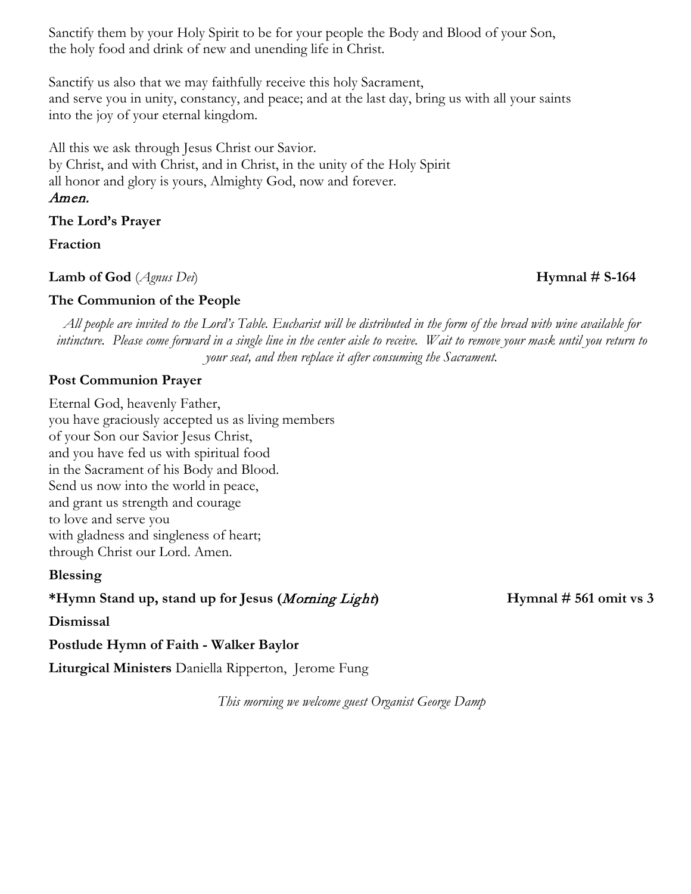Sanctify them by your Holy Spirit to be for your people the Body and Blood of your Son,
the holy food and drink of new and unending life in Christ.

Sanctify us also that we may faithfully receive this holy Sacrament,
and serve you in unity, constancy, and peace; and at the last day, bring us with all your saints
into the joy of your eternal kingdom.

All this we ask through Jesus Christ our Savior.
by Christ, and with Christ, and in Christ, in the unity of the Holy Spirit
all honor and glory is yours, Almighty God, now and forever.
*Amen.*

**The Lord's Prayer**

**Fraction**

**Lamb of God** (*Agnus Dei*) **Hymnal # S-164**

**The Communion of the People**

*All people are invited to the Lord's Table. Eucharist will be distributed in the form of the bread with wine available for intincture. Please come forward in a single line in the center aisle to receive. Wait to remove your mask until you return to your seat, and then replace it after consuming the Sacrament.*

**Post Communion Prayer**

Eternal God, heavenly Father,
you have graciously accepted us as living members
of your Son our Savior Jesus Christ,
and you have fed us with spiritual food
in the Sacrament of his Body and Blood.
Send us now into the world in peace,
and grant us strength and courage
to love and serve you
with gladness and singleness of heart;
through Christ our Lord. Amen.

**Blessing**

**\*Hymn Stand up, stand up for Jesus (*Morning Light*)** **Hymnal # 561 omit vs 3**

**Dismissal**

**Postlude Hymn of Faith - Walker Baylor**

**Liturgical Ministers** Daniella Ripperton, Jerome Fung

*This morning we welcome guest Organist George Damp*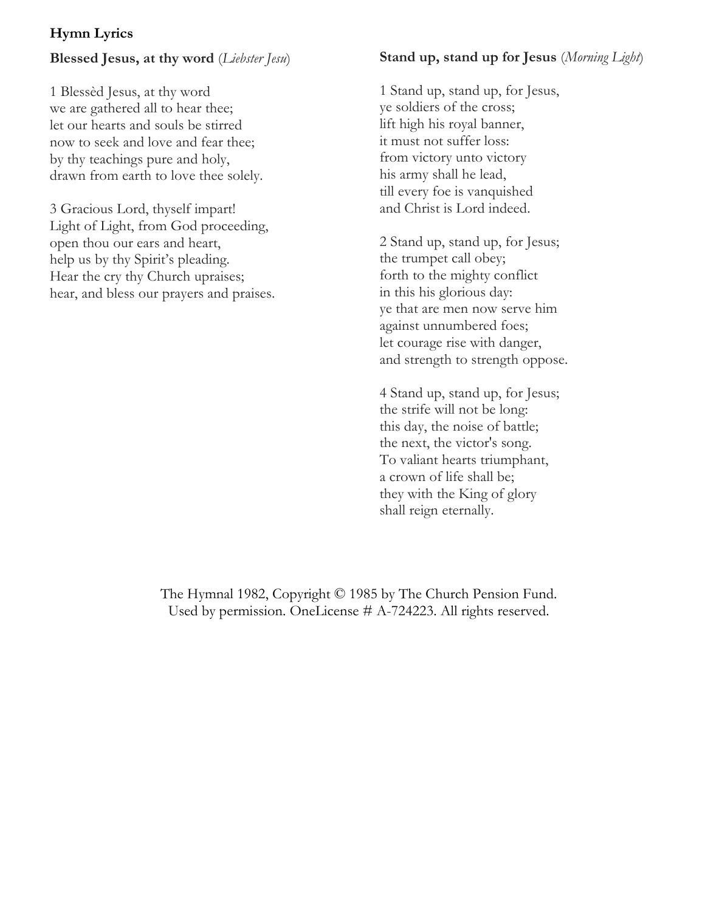## Hymn Lyrics

### **Blessed Jesus, at thy word** (*Liebster Jesu*)

1 Blessèd Jesus, at thy word
we are gathered all to hear thee;
let our hearts and souls be stirred
now to seek and love and fear thee;
by thy teachings pure and holy,
drawn from earth to love thee solely.

3 Gracious Lord, thyself impart!
Light of Light, from God proceeding,
open thou our ears and heart,
help us by thy Spirit's pleading.
Hear the cry thy Church upraises;
hear, and bless our prayers and praises.

### **Stand up, stand up for Jesus** (*Morning Light*)

1 Stand up, stand up, for Jesus,
ye soldiers of the cross;
lift high his royal banner,
it must not suffer loss:
from victory unto victory
his army shall he lead,
till every foe is vanquished
and Christ is Lord indeed.

2 Stand up, stand up, for Jesus;
the trumpet call obey;
forth to the mighty conflict
in this his glorious day:
ye that are men now serve him
against unnumbered foes;
let courage rise with danger,
and strength to strength oppose.

4 Stand up, stand up, for Jesus;
the strife will not be long:
this day, the noise of battle;
the next, the victor's song.
To valiant hearts triumphant,
a crown of life shall be;
they with the King of glory
shall reign eternally.

The Hymnal 1982, Copyright © 1985 by The Church Pension Fund.
Used by permission. OneLicense # A-724223. All rights reserved.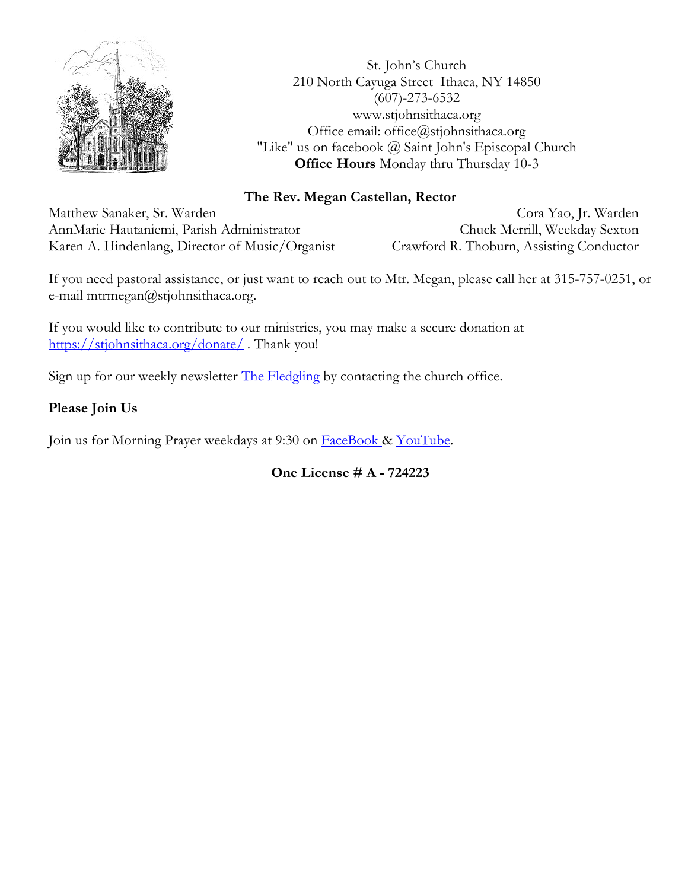St. John's Church
210 North Cayuga Street Ithaca, NY 14850
(607)-273-6532
www.stjohnsithaca.org
Office email: office@stjohnsithaca.org
"Like" us on facebook @ Saint John's Episcopal Church
**Office Hours** Monday thru Thursday 10-3

**The Rev. Megan Castellan, Rector**

Matthew Sanaker, Sr. Warden
Cora Yao, Jr. Warden
AnnMarie Hautaniemi, Parish Administrator
Chuck Merrill, Weekday Sexton
Karen A. Hindenlang, Director of Music/Organist
Crawford R. Thoburn, Assisting Conductor

If you need pastoral assistance, or just want to reach out to Mtr. Megan, please call her at 315-757-0251, or e-mail mtrmegan@stjohnsithaca.org.

If you would like to contribute to our ministries, you may make a secure donation at https://stjohnsithaca.org/donate/ . Thank you!

Sign up for our weekly newsletter The Fledgling by contacting the church office.

**Please Join Us**

Join us for Morning Prayer weekdays at 9:30 on FaceBook & YouTube.

**One License # A - 724223**